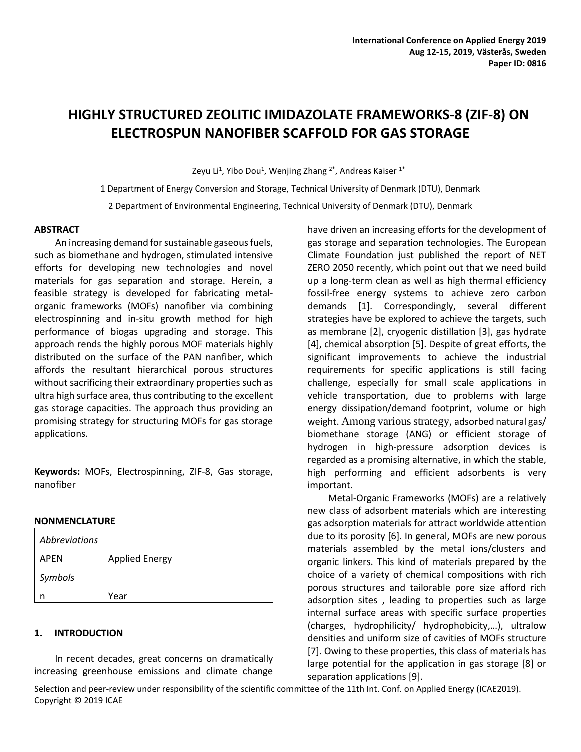# HIGHLY STRUCTURED ZEOLITIC IMIDAZOLATE FRAMEWORKS-8 (ZIF-8) ON ELECTROSPUN NANOFIBER SCAFFOLD FOR GAS STORAGE

Zeyu Li[1], Yibo Dou[1], Wenjing Zhang [2*], Andreas Kaiser [1*]

1 Department of Energy Conversion and Storage, Technical University of Denmark (DTU), Denmark

2 Department of Environmental Engineering, Technical University of Denmark (DTU), Denmark

## ABSTRACT

An increasing demand for sustainable gaseous fuels, such as biomethane and hydrogen, stimulated intensive efforts for developing new technologies and novel materials for gas separation and storage. Herein, a feasible strategy is developed for fabricating metal-organic frameworks (MOFs) nanofiber via combining electrospinning and in-situ growth method for high performance of biogas upgrading and storage. This approach rends the highly porous MOF materials highly distributed on the surface of the PAN nanfiber, which affords the resultant hierarchical porous structures without sacrificing their extraordinary properties such as ultra high surface area, thus contributing to the excellent gas storage capacities. The approach thus providing an promising strategy for structuring MOFs for gas storage applications.

**Keywords:** MOFs, Electrospinning, ZIF-8, Gas storage, nanofiber

## NONMENCLATURE

| *Abbreviations* | |
|---|---|
| APEN | Applied Energy |
| *Symbols* | |
| n | Year |

## 1. INTRODUCTION

In recent decades, great concerns on dramatically increasing greenhouse emissions and climate change have driven an increasing efforts for the development of gas storage and separation technologies. The European Climate Foundation just published the report of NET ZERO 2050 recently, which point out that we need build up a long-term clean as well as high thermal efficiency fossil-free energy systems to achieve zero carbon demands [1]. Correspondingly, several different strategies have be explored to achieve the targets, such as membrane [2], cryogenic distillation [3], gas hydrate [4], chemical absorption [5]. Despite of great efforts, the significant improvements to achieve the industrial requirements for specific applications is still facing challenge, especially for small scale applications in vehicle transportation, due to problems with large energy dissipation/demand footprint, volume or high weight. Among various strategy, adsorbed natural gas/ biomethane storage (ANG) or efficient storage of hydrogen in high-pressure adsorption devices is regarded as a promising alternative, in which the stable, high performing and efficient adsorbents is very important.

Metal-Organic Frameworks (MOFs) are a relatively new class of adsorbent materials which are interesting gas adsorption materials for attract worldwide attention due to its porosity [6]. In general, MOFs are new porous materials assembled by the metal ions/clusters and organic linkers. This kind of materials prepared by the choice of a variety of chemical compositions with rich porous structures and tailorable pore size afford rich adsorption sites , leading to properties such as large internal surface areas with specific surface properties (charges, hydrophilicity/ hydrophobicity,…), ultralow densities and uniform size of cavities of MOFs structure [7]. Owing to these properties, this class of materials has large potential for the application in gas storage [8] or separation applications [9].

Selection and peer-review under responsibility of the scientific committee of the 11th Int. Conf. on Applied Energy (ICAE2019). Copyright © 2019 ICAE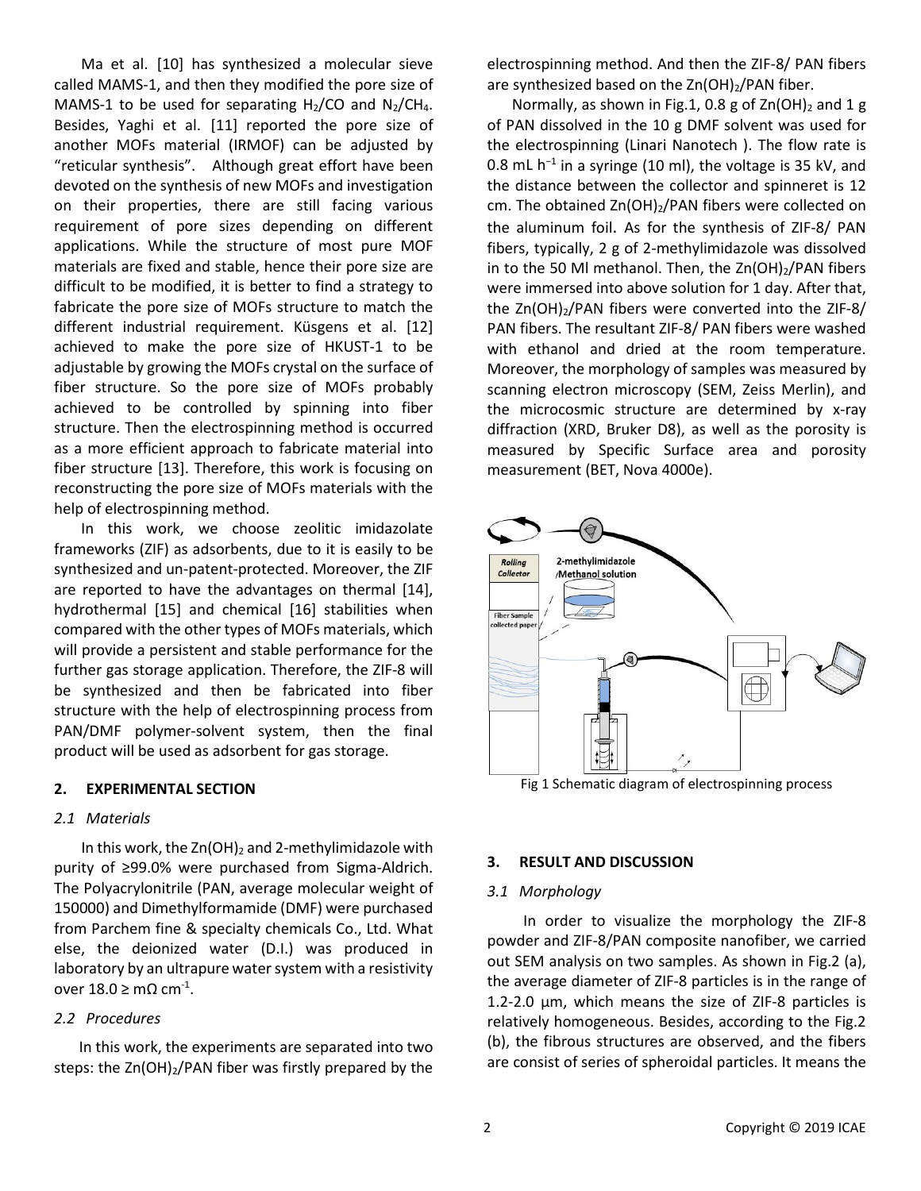Ma et al. [10] has synthesized a molecular sieve called MAMS-1, and then they modified the pore size of MAMS-1 to be used for separating $H_2/CO$ and $N_2/CH_4$. Besides, Yaghi et al. [11] reported the pore size of another MOFs material (IRMOF) can be adjusted by "reticular synthesis". Although great effort have been devoted on the synthesis of new MOFs and investigation on their properties, there are still facing various requirement of pore sizes depending on different applications. While the structure of most pure MOF materials are fixed and stable, hence their pore size are difficult to be modified, it is better to find a strategy to fabricate the pore size of MOFs structure to match the different industrial requirement. Küsgens et al. [12] achieved to make the pore size of HKUST-1 to be adjustable by growing the MOFs crystal on the surface of fiber structure. So the pore size of MOFs probably achieved to be controlled by spinning into fiber structure. Then the electrospinning method is occurred as a more efficient approach to fabricate material into fiber structure [13]. Therefore, this work is focusing on reconstructing the pore size of MOFs materials with the help of electrospinning method.

In this work, we choose zeolitic imidazolate frameworks (ZIF) as adsorbents, due to it is easily to be synthesized and un-patent-protected. Moreover, the ZIF are reported to have the advantages on thermal [14], hydrothermal [15] and chemical [16] stabilities when compared with the other types of MOFs materials, which will provide a persistent and stable performance for the further gas storage application. Therefore, the ZIF-8 will be synthesized and then be fabricated into fiber structure with the help of electrospinning process from PAN/DMF polymer-solvent system, then the final product will be used as adsorbent for gas storage.

## 2. EXPERIMENTAL SECTION

### *2.1 Materials*

In this work, the $Zn(OH)_2$ and 2-methylimidazole with purity of ≥99.0% were purchased from Sigma-Aldrich. The Polyacrylonitrile (PAN, average molecular weight of 150000) and Dimethylformamide (DMF) were purchased from Parchem fine & specialty chemicals Co., Ltd. What else, the deionized water (D.I.) was produced in laboratory by an ultrapure water system with a resistivity over 18.0 ≥ mΩ $cm^{-1}$.

### *2.2 Procedures*

In this work, the experiments are separated into two steps: the $Zn(OH)_2$/PAN fiber was firstly prepared by the electrospinning method. And then the ZIF-8/ PAN fibers are synthesized based on the $Zn(OH)_2$/PAN fiber.

Normally, as shown in Fig.1, 0.8 g of $Zn(OH)_2$ and 1 g of PAN dissolved in the 10 g DMF solvent was used for the electrospinning (Linari Nanotech ). The flow rate is 0.8 mL $h^{-1}$ in a syringe (10 ml), the voltage is 35 kV, and the distance between the collector and spinneret is 12 cm. The obtained $Zn(OH)_2$/PAN fibers were collected on the aluminum foil. As for the synthesis of ZIF-8/ PAN fibers, typically, 2 g of 2-methylimidazole was dissolved in to the 50 Ml methanol. Then, the $Zn(OH)_2$/PAN fibers were immersed into above solution for 1 day. After that, the $Zn(OH)_2$/PAN fibers were converted into the ZIF-8/ PAN fibers. The resultant ZIF-8/ PAN fibers were washed with ethanol and dried at the room temperature. Moreover, the morphology of samples was measured by scanning electron microscopy (SEM, Zeiss Merlin), and the microcosmic structure are determined by x-ray diffraction (XRD, Bruker D8), as well as the porosity is measured by Specific Surface area and porosity measurement (BET, Nova 4000e).

Fig 1 Schematic diagram of electrospinning process

## 3. RESULT AND DISCUSSION

### *3.1 Morphology*

In order to visualize the morphology the ZIF-8 powder and ZIF-8/PAN composite nanofiber, we carried out SEM analysis on two samples. As shown in Fig.2 (a), the average diameter of ZIF-8 particles is in the range of 1.2-2.0 μm, which means the size of ZIF-8 particles is relatively homogeneous. Besides, according to the Fig.2 (b), the fibrous structures are observed, and the fibers are consist of series of spheroidal particles. It means the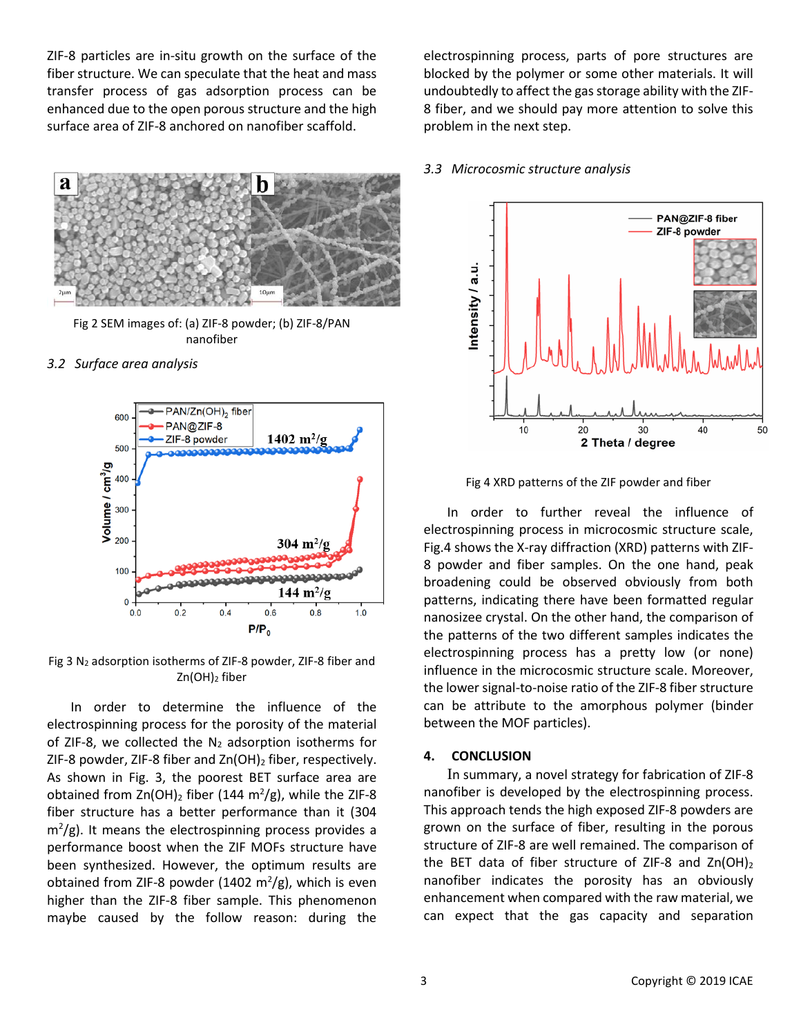ZIF-8 particles are in-situ growth on the surface of the fiber structure. We can speculate that the heat and mass transfer process of gas adsorption process can be enhanced due to the open porous structure and the high surface area of ZIF-8 anchored on nanofiber scaffold.

Fig 2 SEM images of: (a) ZIF-8 powder; (b) ZIF-8/PAN nanofiber

### 3.2 Surface area analysis

Fig 3 $N_2$ adsorption isotherms of ZIF-8 powder, ZIF-8 fiber and $Zn(OH)_2$ fiber

In order to determine the influence of the electrospinning process for the porosity of the material of ZIF-8, we collected the $N_2$ adsorption isotherms for ZIF-8 powder, ZIF-8 fiber and $Zn(OH)_2$ fiber, respectively. As shown in Fig. 3, the poorest BET surface area are obtained from $Zn(OH)_2$ fiber (144 $m^2/g$), while the ZIF-8 fiber structure has a better performance than it (304 $m^2/g$). It means the electrospinning process provides a performance boost when the ZIF MOFs structure have been synthesized. However, the optimum results are obtained from ZIF-8 powder (1402 $m^2/g$), which is even higher than the ZIF-8 fiber sample. This phenomenon maybe caused by the follow reason: during the electrospinning process, parts of pore structures are blocked by the polymer or some other materials. It will undoubtedly to affect the gas storage ability with the ZIF-8 fiber, and we should pay more attention to solve this problem in the next step.

### 3.3 Microcosmic structure analysis

Fig 4 XRD patterns of the ZIF powder and fiber

In order to further reveal the influence of electrospinning process in microcosmic structure scale, Fig.4 shows the X-ray diffraction (XRD) patterns with ZIF-8 powder and fiber samples. On the one hand, peak broadening could be observed obviously from both patterns, indicating there have been formatted regular nanosizee crystal. On the other hand, the comparison of the patterns of the two different samples indicates the electrospinning process has a pretty low (or none) influence in the microcosmic structure scale. Moreover, the lower signal-to-noise ratio of the ZIF-8 fiber structure can be attribute to the amorphous polymer (binder between the MOF particles).

## 4. CONCLUSION

In summary, a novel strategy for fabrication of ZIF-8 nanofiber is developed by the electrospinning process. This approach tends the high exposed ZIF-8 powders are grown on the surface of fiber, resulting in the porous structure of ZIF-8 are well remained. The comparison of the BET data of fiber structure of ZIF-8 and $Zn(OH)_2$ nanofiber indicates the porosity has an obviously enhancement when compared with the raw material, we can expect that the gas capacity and separation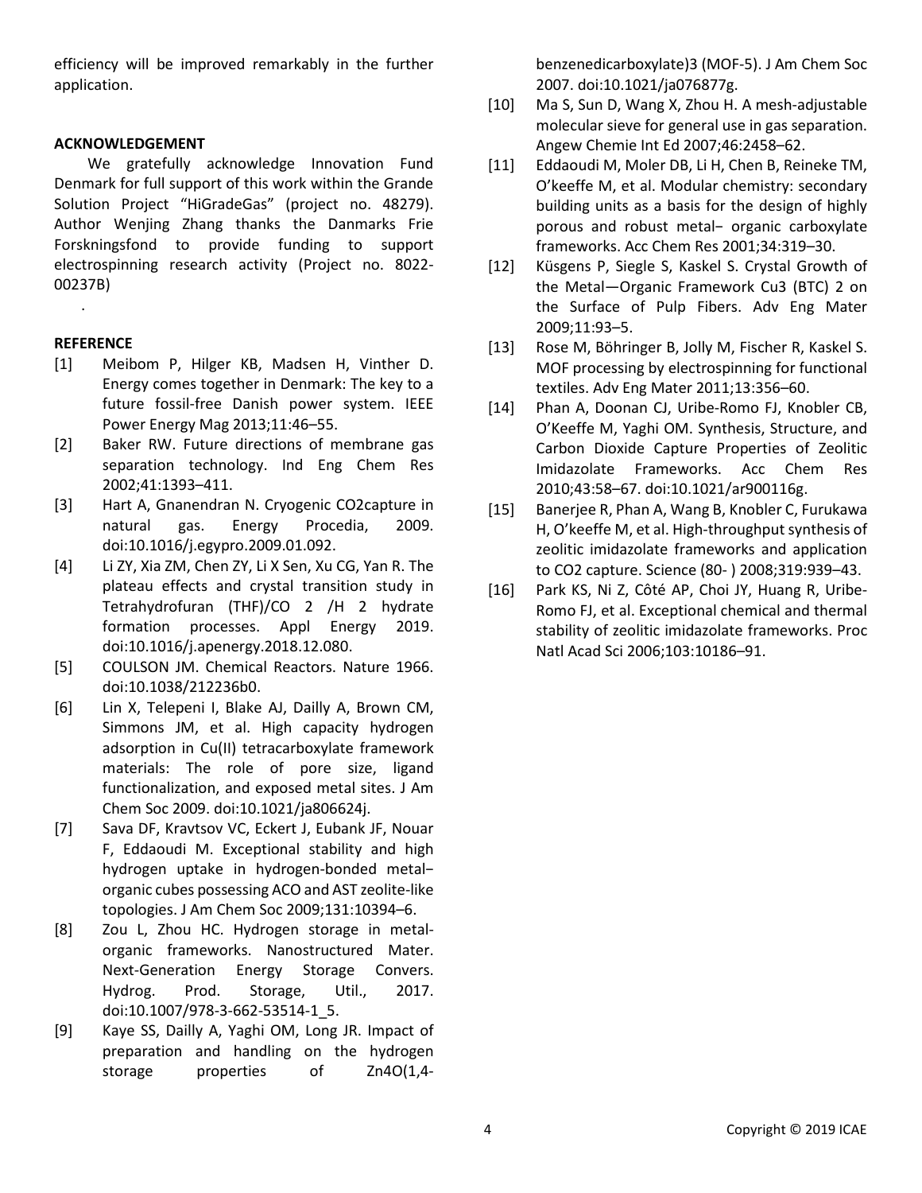efficiency will be improved remarkably in the further application.

## ACKNOWLEDGEMENT

We gratefully acknowledge Innovation Fund Denmark for full support of this work within the Grande Solution Project "HiGradeGas" (project no. 48279). Author Wenjing Zhang thanks the Danmarks Frie Forskningsfond to provide funding to support electrospinning research activity (Project no. 8022-00237B)

.

## REFERENCE

[1] Meibom P, Hilger KB, Madsen H, Vinther D. Energy comes together in Denmark: The key to a future fossil-free Danish power system. IEEE Power Energy Mag 2013;11:46–55.

[2] Baker RW. Future directions of membrane gas separation technology. Ind Eng Chem Res 2002;41:1393–411.

[3] Hart A, Gnanendran N. Cryogenic CO2capture in natural gas. Energy Procedia, 2009. doi:10.1016/j.egypro.2009.01.092.

[4] Li ZY, Xia ZM, Chen ZY, Li X Sen, Xu CG, Yan R. The plateau effects and crystal transition study in Tetrahydrofuran (THF)/CO 2 /H 2 hydrate formation processes. Appl Energy 2019. doi:10.1016/j.apenergy.2018.12.080.

[5] COULSON JM. Chemical Reactors. Nature 1966. doi:10.1038/212236b0.

[6] Lin X, Telepeni I, Blake AJ, Dailly A, Brown CM, Simmons JM, et al. High capacity hydrogen adsorption in Cu(II) tetracarboxylate framework materials: The role of pore size, ligand functionalization, and exposed metal sites. J Am Chem Soc 2009. doi:10.1021/ja806624j.

[7] Sava DF, Kravtsov VC, Eckert J, Eubank JF, Nouar F, Eddaoudi M. Exceptional stability and high hydrogen uptake in hydrogen-bonded metal−organic cubes possessing ACO and AST zeolite-like topologies. J Am Chem Soc 2009;131:10394–6.

[8] Zou L, Zhou HC. Hydrogen storage in metal-organic frameworks. Nanostructured Mater. Next-Generation Energy Storage Convers. Hydrog. Prod. Storage, Util., 2017. doi:10.1007/978-3-662-53514-1_5.

[9] Kaye SS, Dailly A, Yaghi OM, Long JR. Impact of preparation and handling on the hydrogen storage properties of Zn4O(1,4-benzenedicarboxylate)3 (MOF-5). J Am Chem Soc 2007. doi:10.1021/ja076877g.

[10] Ma S, Sun D, Wang X, Zhou H. A mesh-adjustable molecular sieve for general use in gas separation. Angew Chemie Int Ed 2007;46:2458–62.

[11] Eddaoudi M, Moler DB, Li H, Chen B, Reineke TM, O'keeffe M, et al. Modular chemistry: secondary building units as a basis for the design of highly porous and robust metal− organic carboxylate frameworks. Acc Chem Res 2001;34:319–30.

[12] Küsgens P, Siegle S, Kaskel S. Crystal Growth of the Metal—Organic Framework Cu3 (BTC) 2 on the Surface of Pulp Fibers. Adv Eng Mater 2009;11:93–5.

[13] Rose M, Böhringer B, Jolly M, Fischer R, Kaskel S. MOF processing by electrospinning for functional textiles. Adv Eng Mater 2011;13:356–60.

[14] Phan A, Doonan CJ, Uribe-Romo FJ, Knobler CB, O'Keeffe M, Yaghi OM. Synthesis, Structure, and Carbon Dioxide Capture Properties of Zeolitic Imidazolate Frameworks. Acc Chem Res 2010;43:58–67. doi:10.1021/ar900116g.

[15] Banerjee R, Phan A, Wang B, Knobler C, Furukawa H, O'keeffe M, et al. High-throughput synthesis of zeolitic imidazolate frameworks and application to CO2 capture. Science (80- ) 2008;319:939–43.

[16] Park KS, Ni Z, Côté AP, Choi JY, Huang R, Uribe-Romo FJ, et al. Exceptional chemical and thermal stability of zeolitic imidazolate frameworks. Proc Natl Acad Sci 2006;103:10186–91.